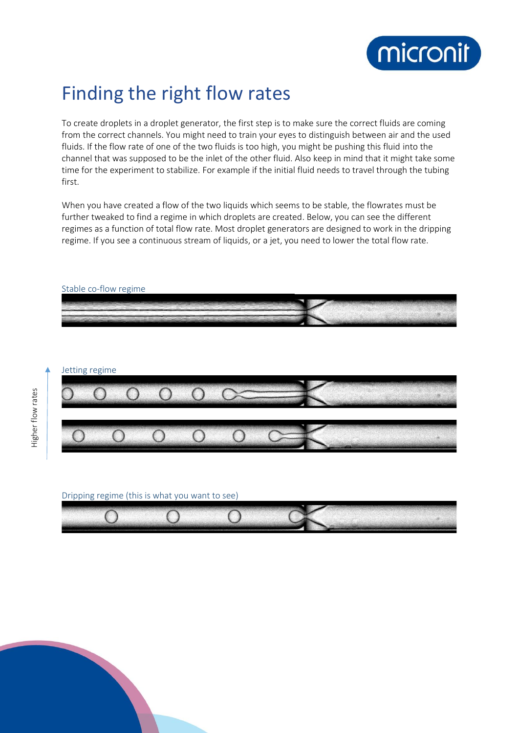# Finding the right flow rates

To create droplets in a droplet generator, the first step is to make sure the correct fluids are coming from the correct channels. You might need to train your eyes to distinguish between air and the used fluids. If the flow rate of one of the two fluids is too high, you might be pushing this fluid into the channel that was supposed to be the inlet of the other fluid. Also keep in mind that it might take some time for the experiment to stabilize. For example if the initial fluid needs to travel through the tubing first.

When you have created a flow of the two liquids which seems to be stable, the flowrates must be further tweaked to find a regime in which droplets are created. Below, you can see the different regimes as a function of total flow rate. Most droplet generators are designed to work in the dripping regime. If you see a continuous stream of liquids, or a jet, you need to lower the total flow rate.

Stable co-flow regime

Jetting regime

Higher flow rates

Dripping regime (this is what you want to see)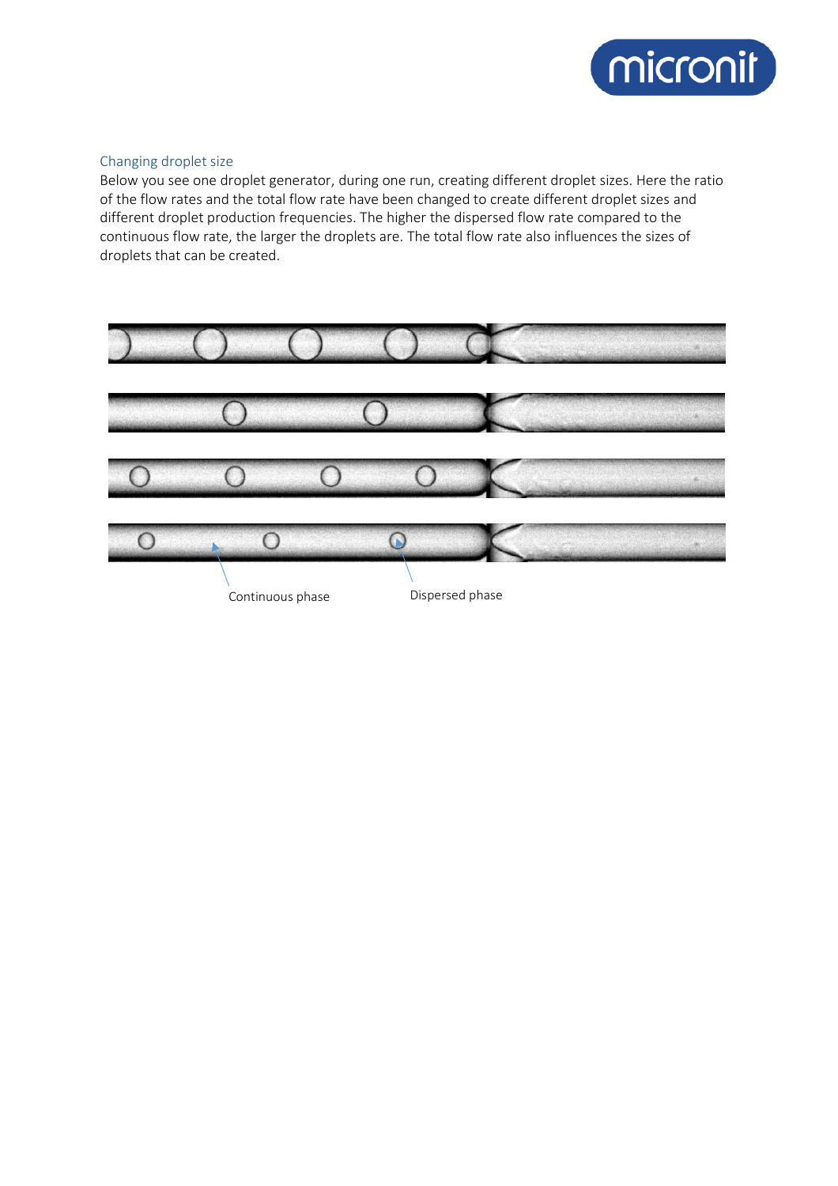## Changing droplet size

Below you see one droplet generator, during one run, creating different droplet sizes. Here the ratio of the flow rates and the total flow rate have been changed to create different droplet sizes and different droplet production frequencies. The higher the dispersed flow rate compared to the continuous flow rate, the larger the droplets are. The total flow rate also influences the sizes of droplets that can be created.

Continuous phase

Dispersed phase